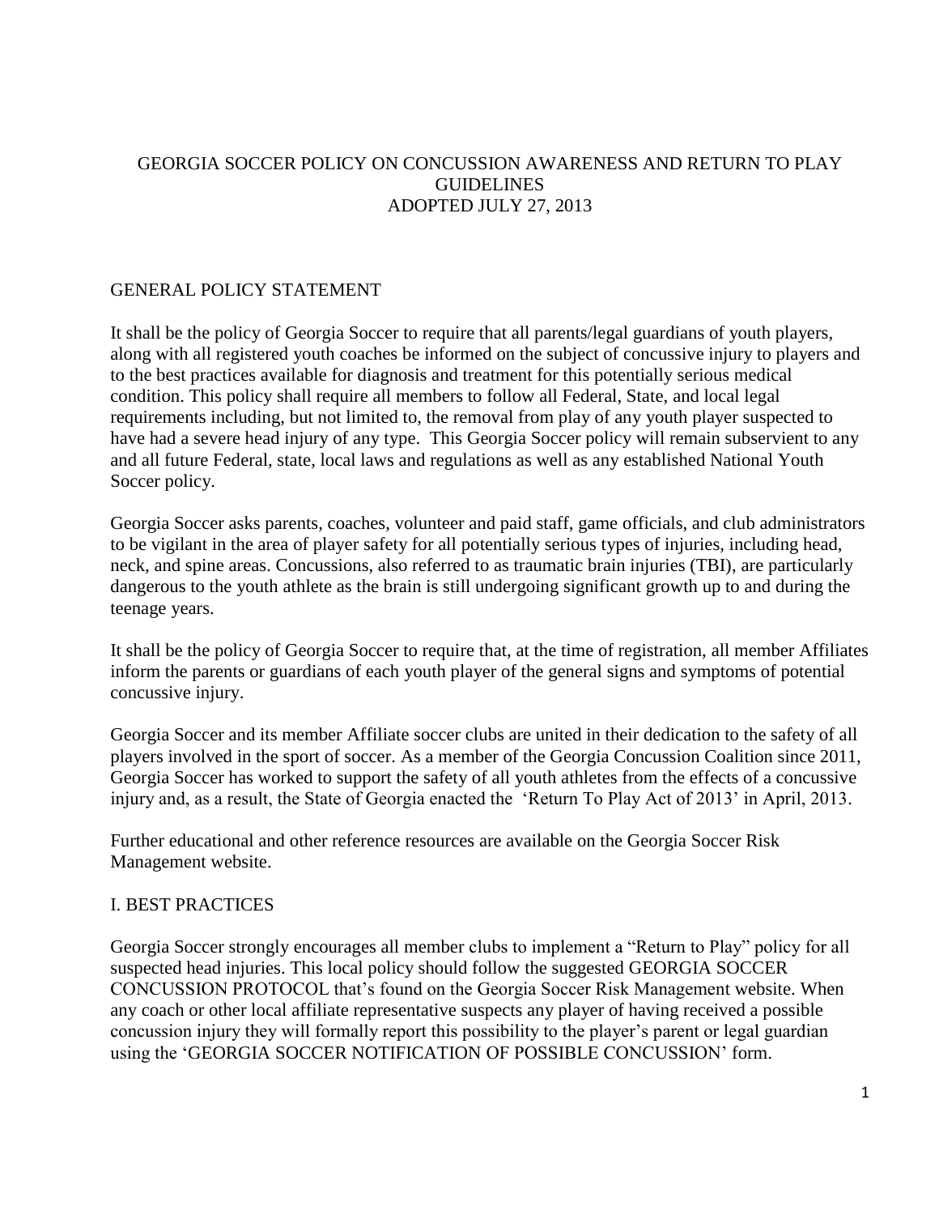# GEORGIA SOCCER POLICY ON CONCUSSION AWARENESS AND RETURN TO PLAY GUIDELINES
ADOPTED JULY 27, 2013

## GENERAL POLICY STATEMENT

It shall be the policy of Georgia Soccer to require that all parents/legal guardians of youth players, along with all registered youth coaches be informed on the subject of concussive injury to players and to the best practices available for diagnosis and treatment for this potentially serious medical condition. This policy shall require all members to follow all Federal, State, and local legal requirements including, but not limited to, the removal from play of any youth player suspected to have had a severe head injury of any type. This Georgia Soccer policy will remain subservient to any and all future Federal, state, local laws and regulations as well as any established National Youth Soccer policy.

Georgia Soccer asks parents, coaches, volunteer and paid staff, game officials, and club administrators to be vigilant in the area of player safety for all potentially serious types of injuries, including head, neck, and spine areas. Concussions, also referred to as traumatic brain injuries (TBI), are particularly dangerous to the youth athlete as the brain is still undergoing significant growth up to and during the teenage years.

It shall be the policy of Georgia Soccer to require that, at the time of registration, all member Affiliates inform the parents or guardians of each youth player of the general signs and symptoms of potential concussive injury.

Georgia Soccer and its member Affiliate soccer clubs are united in their dedication to the safety of all players involved in the sport of soccer. As a member of the Georgia Concussion Coalition since 2011, Georgia Soccer has worked to support the safety of all youth athletes from the effects of a concussive injury and, as a result, the State of Georgia enacted the 'Return To Play Act of 2013' in April, 2013.

Further educational and other reference resources are available on the Georgia Soccer Risk Management website.

## I. BEST PRACTICES

Georgia Soccer strongly encourages all member clubs to implement a "Return to Play" policy for all suspected head injuries. This local policy should follow the suggested GEORGIA SOCCER CONCUSSION PROTOCOL that's found on the Georgia Soccer Risk Management website. When any coach or other local affiliate representative suspects any player of having received a possible concussion injury they will formally report this possibility to the player's parent or legal guardian using the 'GEORGIA SOCCER NOTIFICATION OF POSSIBLE CONCUSSION' form.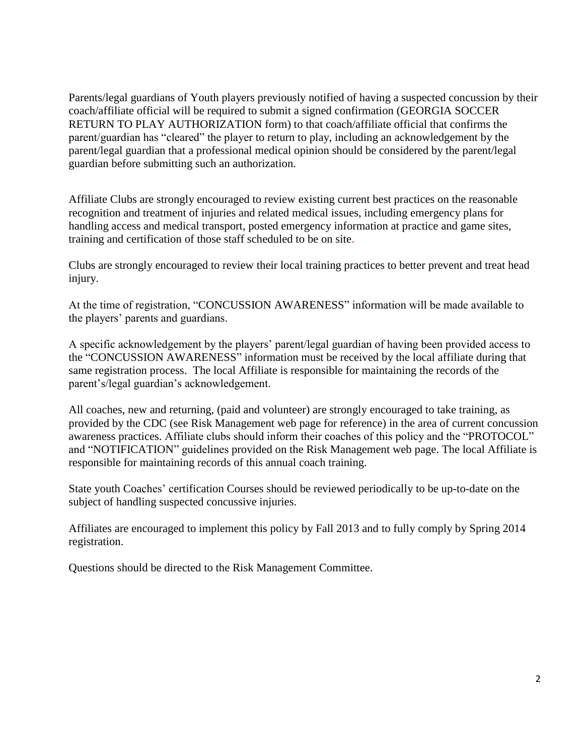Parents/legal guardians of Youth players previously notified of having a suspected concussion by their coach/affiliate official will be required to submit a signed confirmation (GEORGIA SOCCER RETURN TO PLAY AUTHORIZATION form) to that coach/affiliate official that confirms the parent/guardian has "cleared" the player to return to play, including an acknowledgement by the parent/legal guardian that a professional medical opinion should be considered by the parent/legal guardian before submitting such an authorization.

Affiliate Clubs are strongly encouraged to review existing current best practices on the reasonable recognition and treatment of injuries and related medical issues, including emergency plans for handling access and medical transport, posted emergency information at practice and game sites, training and certification of those staff scheduled to be on site.

Clubs are strongly encouraged to review their local training practices to better prevent and treat head injury.

At the time of registration, "CONCUSSION AWARENESS" information will be made available to the players' parents and guardians.

A specific acknowledgement by the players' parent/legal guardian of having been provided access to the "CONCUSSION AWARENESS" information must be received by the local affiliate during that same registration process. The local Affiliate is responsible for maintaining the records of the parent's/legal guardian's acknowledgement.

All coaches, new and returning, (paid and volunteer) are strongly encouraged to take training, as provided by the CDC (see Risk Management web page for reference) in the area of current concussion awareness practices. Affiliate clubs should inform their coaches of this policy and the "PROTOCOL" and "NOTIFICATION" guidelines provided on the Risk Management web page. The local Affiliate is responsible for maintaining records of this annual coach training.

State youth Coaches' certification Courses should be reviewed periodically to be up-to-date on the subject of handling suspected concussive injuries.

Affiliates are encouraged to implement this policy by Fall 2013 and to fully comply by Spring 2014 registration.

Questions should be directed to the Risk Management Committee.